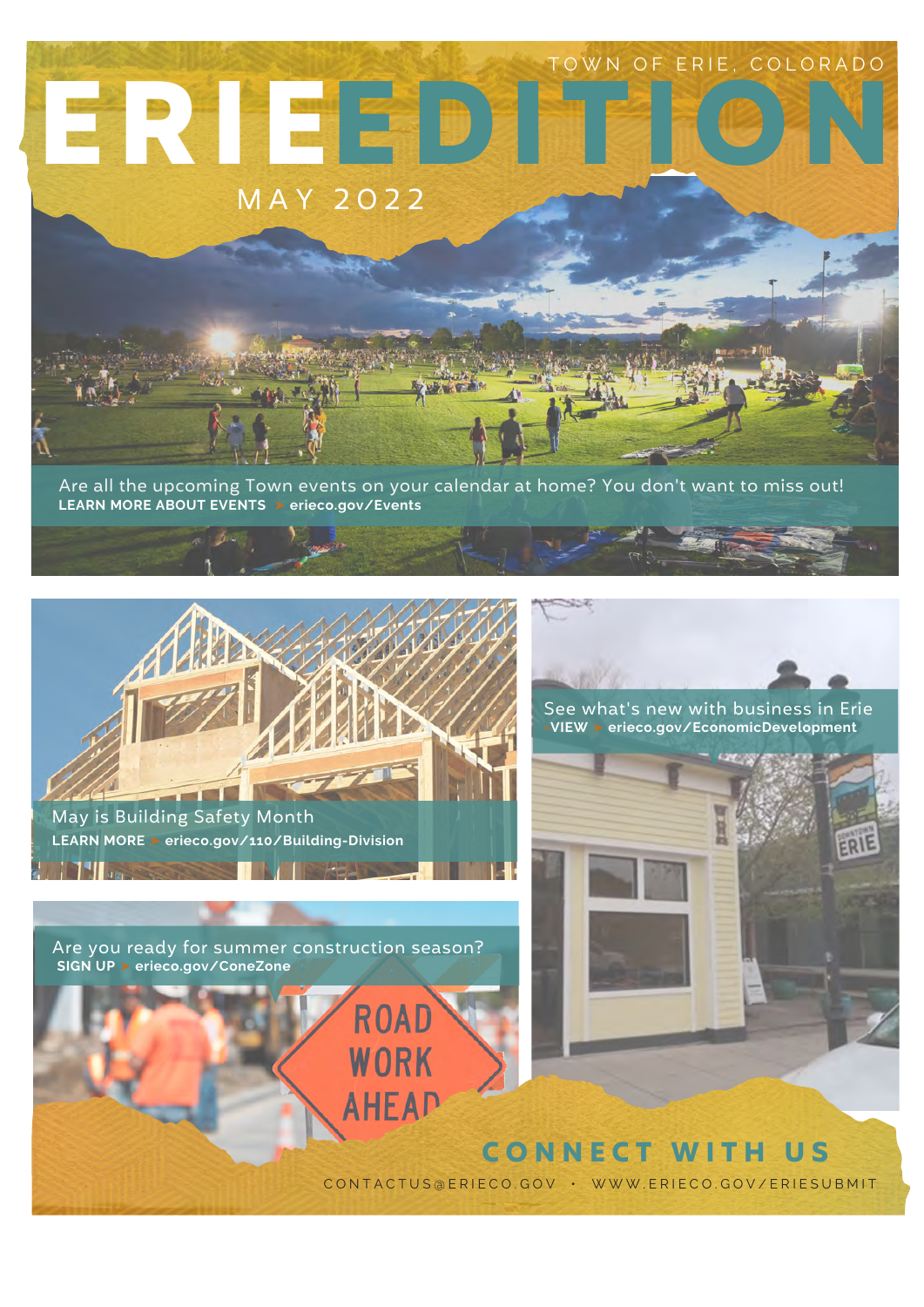TOWN OF ERIE, COLORADO

# ERIE EDITION

MAY 2022

Are all the upcoming Town events on your calendar at home? You don't want to miss out!
**LEARN MORE ABOUT EVENTS** ➤ **erieco.gov/Events**

May is Building Safety Month
**LEARN MORE** ➤ **erieco.gov/110/Building-Division**

See what's new with business in Erie
**VIEW** ➤ **erieco.gov/EconomicDevelopment**

Are you ready for summer construction season?
**SIGN UP** ➤ **erieco.gov/ConeZone**

## CONNECT WITH US

CONTACTUS@ERIECO.GOV • WWW.ERIECO.GOV/ERIESUBMIT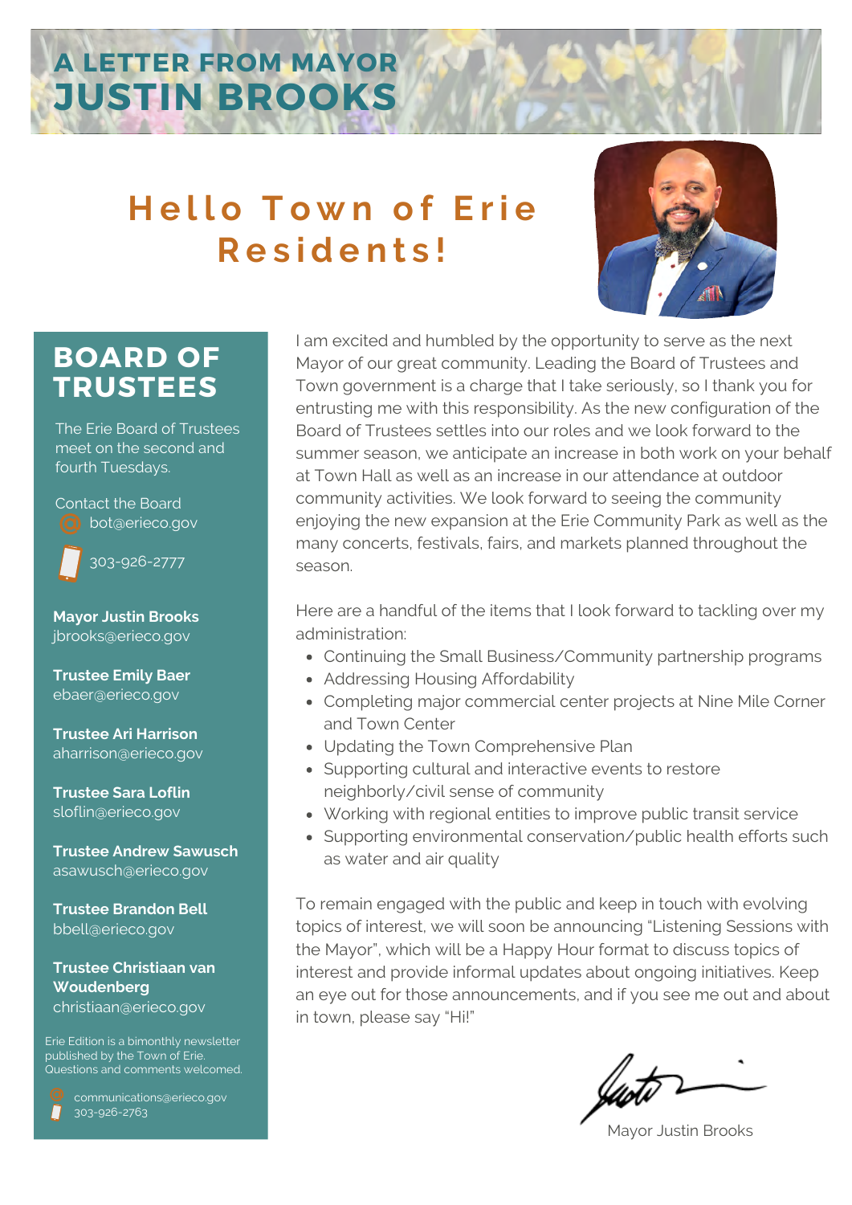# A LETTER FROM MAYOR JUSTIN BROOKS

## Hello Town of Erie Residents!

I am excited and humbled by the opportunity to serve as the next Mayor of our great community. Leading the Board of Trustees and Town government is a charge that I take seriously, so I thank you for entrusting me with this responsibility. As the new configuration of the Board of Trustees settles into our roles and we look forward to the summer season, we anticipate an increase in both work on your behalf at Town Hall as well as an increase in our attendance at outdoor community activities. We look forward to seeing the community enjoying the new expansion at the Erie Community Park as well as the many concerts, festivals, fairs, and markets planned throughout the season.

Here are a handful of the items that I look forward to tackling over my administration:

- Continuing the Small Business/Community partnership programs
- Addressing Housing Affordability
- Completing major commercial center projects at Nine Mile Corner and Town Center
- Updating the Town Comprehensive Plan
- Supporting cultural and interactive events to restore neighborly/civil sense of community
- Working with regional entities to improve public transit service
- Supporting environmental conservation/public health efforts such as water and air quality

To remain engaged with the public and keep in touch with evolving topics of interest, we will soon be announcing "Listening Sessions with the Mayor", which will be a Happy Hour format to discuss topics of interest and provide informal updates about ongoing initiatives. Keep an eye out for those announcements, and if you see me out and about in town, please say "Hi!"

Mayor Justin Brooks

## BOARD OF TRUSTEES

The Erie Board of Trustees meet on the second and fourth Tuesdays.

Contact the Board
bot@erieco.gov
303-926-2777

**Mayor Justin Brooks**
jbrooks@erieco.gov

**Trustee Emily Baer**
ebaer@erieco.gov

**Trustee Ari Harrison**
aharrison@erieco.gov

**Trustee Sara Loflin**
sloflin@erieco.gov

**Trustee Andrew Sawusch**
asawusch@erieco.gov

**Trustee Brandon Bell**
bbell@erieco.gov

**Trustee Christiaan van Woudenberg**
christiaan@erieco.gov

Erie Edition is a bimonthly newsletter published by the Town of Erie. Questions and comments welcomed.

communications@erieco.gov
303-926-2763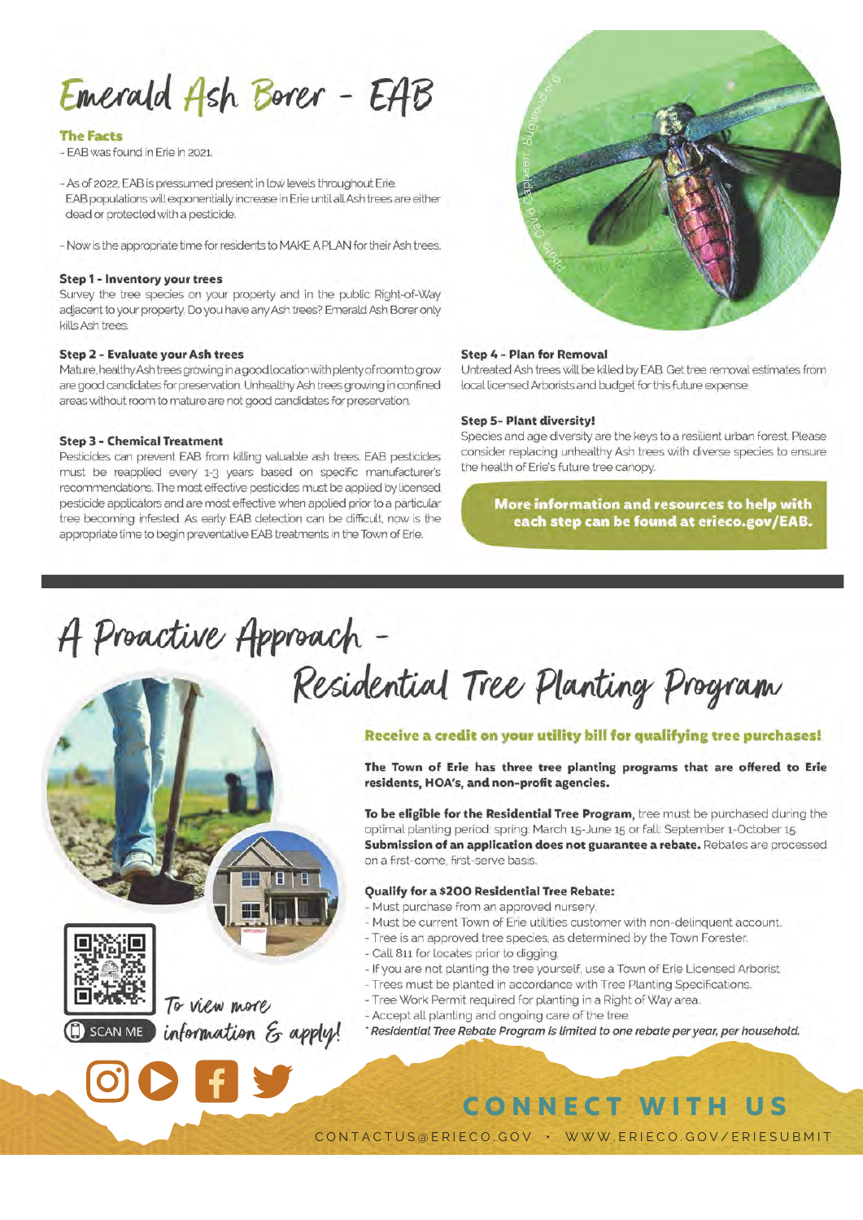# Emerald Ash Borer - EAB

**The Facts**

- EAB was found in Erie in 2021.

- As of 2022, EAB is pressumed present in low levels throughout Erie. EAB populations will exponentially increase in Erie until all Ash trees are either dead or protected with a pesticide.

- Now is the appropriate time for residents to MAKE A PLAN for their Ash trees.

### Step 1 - Inventory your trees

Survey the tree species on your property and in the public Right-of-Way adjacent to your property. Do you have any Ash trees? Emerald Ash Borer only kills Ash trees.

### Step 2 - Evaluate your Ash trees

Mature, healthy Ash trees growing in a good location with plenty of room to grow are good candidates for preservation. Unhealthy Ash trees growing in confined areas without room to mature are not good candidates for preservation.

### Step 3 - Chemical Treatment

Pesticides can prevent EAB from killing valuable ash trees. EAB pesticides must be reapplied every 1-3 years based on specific manufacturer's recommendations. The most effective pesticides must be applied by licensed pesticide applicators and are most effective when applied prior to a particular tree becoming infested. As early EAB detection can be difficult, now is the appropriate time to begin preventative EAB treatments in the Town of Erie.

Photo: David Cappaert, Bugwood.org

### Step 4 - Plan for Removal

Untreated Ash trees will be killed by EAB. Get tree removal estimates from local licensed Arborists and budget for this future expense.

### Step 5- Plant diversity!

Species and age diversity are the keys to a resilient urban forest. Please consider replacing unhealthy Ash trees with diverse species to ensure the health of Erie's future tree canopy.

**More information and resources to help with each step can be found at erieco.gov/EAB.**

# A Proactive Approach - Residential Tree Planting Program

**Receive a credit on your utility bill for qualifying tree purchases!**

**The Town of Erie has three tree planting programs that are offered to Erie residents, HOA's, and non-profit agencies.**

**To be eligible for the Residential Tree Program,** tree must be purchased during the optimal planting period: spring: March 15-June 15 or fall: September 1-October 15. **Submission of an application does not guarantee a rebate.** Rebates are processed on a first-come, first-serve basis.

**Qualify for a $200 Residential Tree Rebate:**

- Must purchase from an approved nursery.
- Must be current Town of Erie utilities customer with non-delinquent account.
- Tree is an approved tree species, as determined by the Town Forester.
- Call 811 for locates prior to digging.
- If you are not planting the tree yourself, use a Town of Erie Licensed Arborist.
- Trees must be planted in accordance with Tree Planting Specifications.
- Tree Work Permit required for planting in a Right of Way area.
- Accept all planting and ongoing care of the tree.

*\* Residential Tree Rebate Program is limited to one rebate per year, per household.*

SCAN ME

To view more information & apply!

## CONNECT WITH US

CONTACTUS@ERIECO.GOV • WWW.ERIECO.GOV/ERIESUBMIT